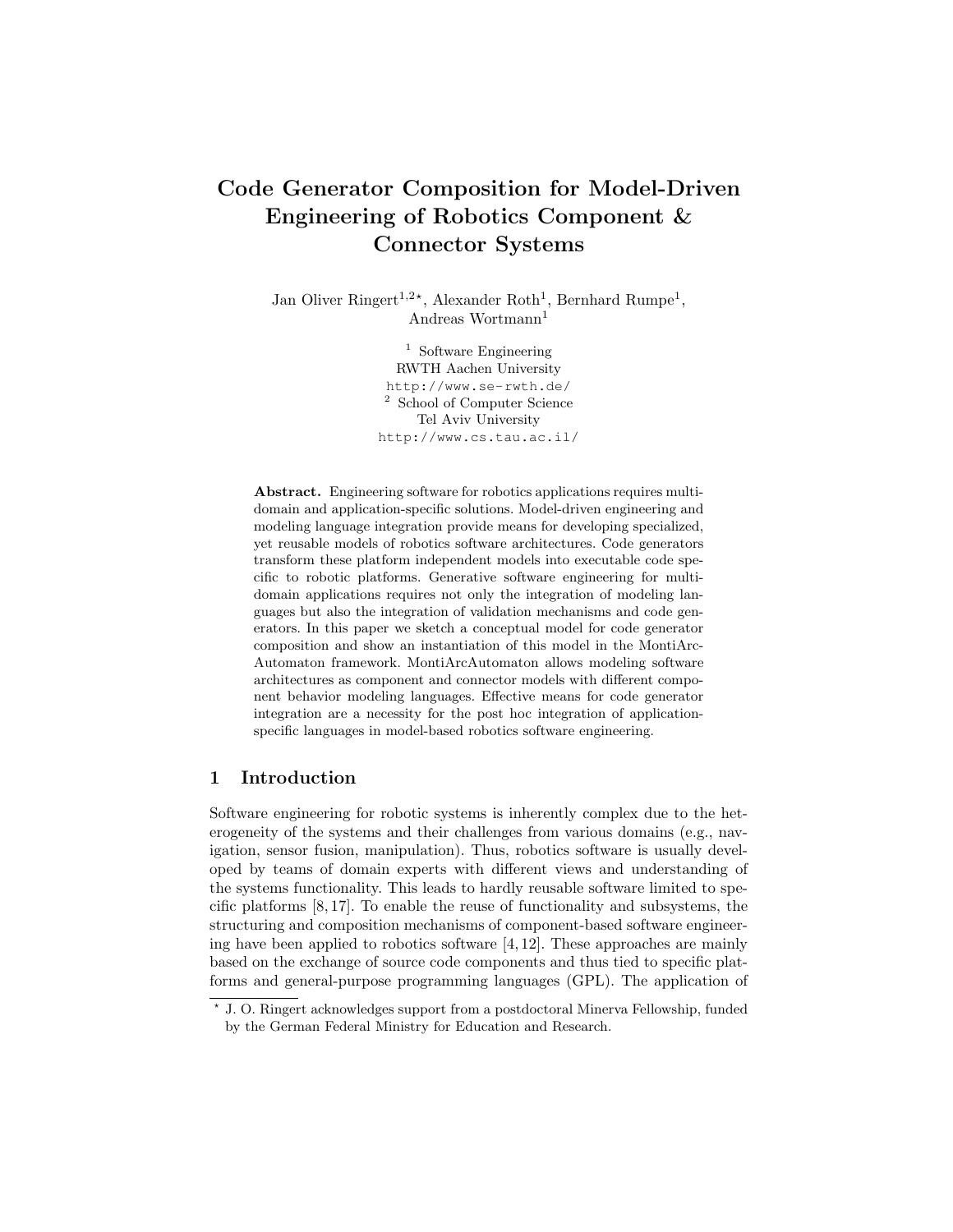# Code Generator Composition for Model-Driven Engineering of Robotics Component & Connector Systems

Jan Oliver Ringert[1,2⋆], Alexander Roth[1], Bernhard Rumpe[1], Andreas Wortmann[1]

[1] Software Engineering
RWTH Aachen University
http://www.se-rwth.de/

[2] School of Computer Science
Tel Aviv University
http://www.cs.tau.ac.il/

**Abstract.** Engineering software for robotics applications requires multi-domain and application-specific solutions. Model-driven engineering and modeling language integration provide means for developing specialized, yet reusable models of robotics software architectures. Code generators transform these platform independent models into executable code specific to robotic platforms. Generative software engineering for multi-domain applications requires not only the integration of modeling languages but also the integration of validation mechanisms and code generators. In this paper we sketch a conceptual model for code generator composition and show an instantiation of this model in the MontiArc-Automaton framework. MontiArcAutomaton allows modeling software architectures as component and connector models with different component behavior modeling languages. Effective means for code generator integration are a necessity for the post hoc integration of application-specific languages in model-based robotics software engineering.

## 1 Introduction

Software engineering for robotic systems is inherently complex due to the heterogeneity of the systems and their challenges from various domains (e.g., navigation, sensor fusion, manipulation). Thus, robotics software is usually developed by teams of domain experts with different views and understanding of the systems functionality. This leads to hardly reusable software limited to specific platforms [8, 17]. To enable the reuse of functionality and subsystems, the structuring and composition mechanisms of component-based software engineering have been applied to robotics software [4, 12]. These approaches are mainly based on the exchange of source code components and thus tied to specific platforms and general-purpose programming languages (GPL). The application of

⋆ J. O. Ringert acknowledges support from a postdoctoral Minerva Fellowship, funded by the German Federal Ministry for Education and Research.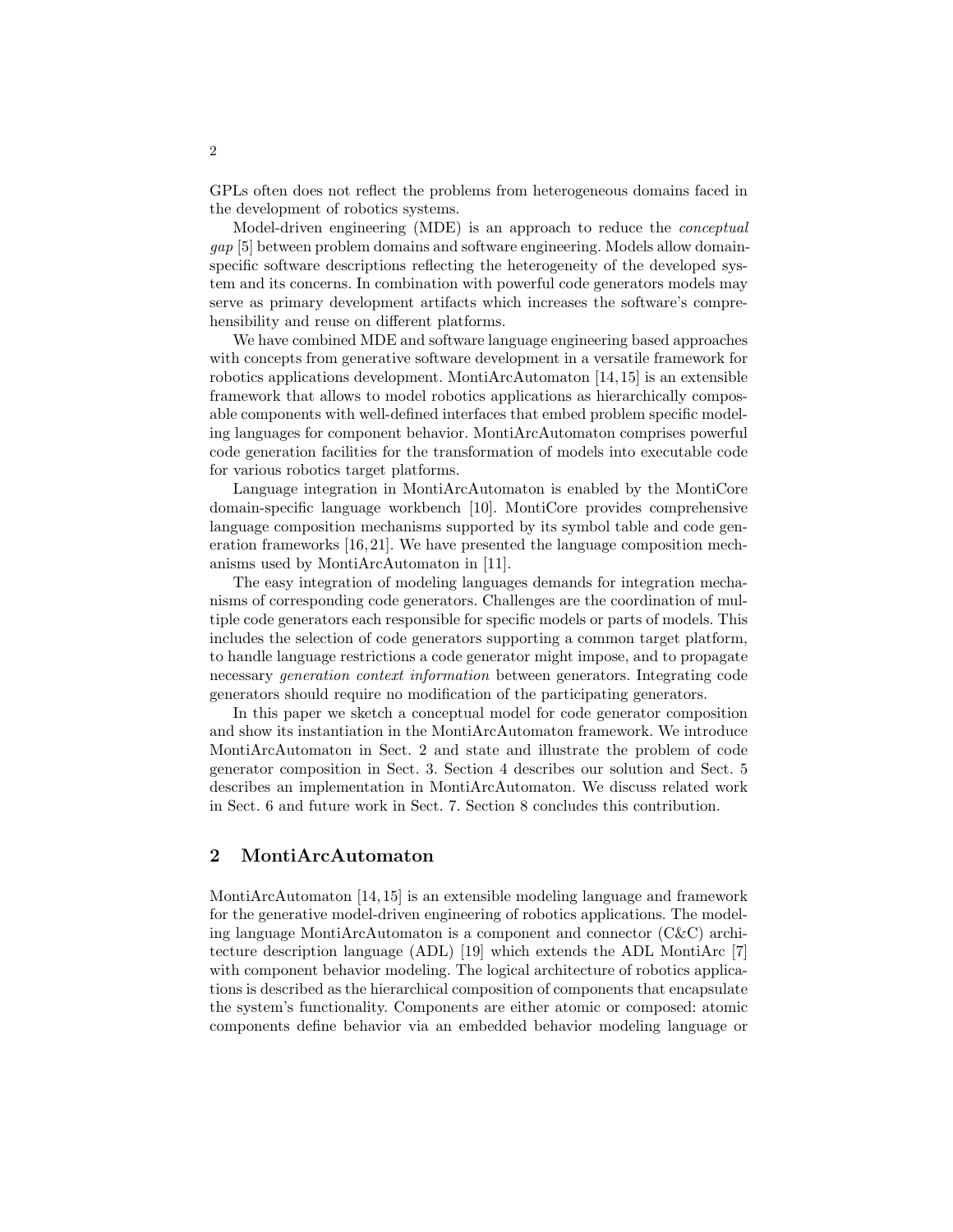GPLs often does not reflect the problems from heterogeneous domains faced in the development of robotics systems.

Model-driven engineering (MDE) is an approach to reduce the *conceptual gap* [5] between problem domains and software engineering. Models allow domain-specific software descriptions reflecting the heterogeneity of the developed system and its concerns. In combination with powerful code generators models may serve as primary development artifacts which increases the software's comprehensibility and reuse on different platforms.

We have combined MDE and software language engineering based approaches with concepts from generative software development in a versatile framework for robotics applications development. MontiArcAutomaton [14, 15] is an extensible framework that allows to model robotics applications as hierarchically composable components with well-defined interfaces that embed problem specific modeling languages for component behavior. MontiArcAutomaton comprises powerful code generation facilities for the transformation of models into executable code for various robotics target platforms.

Language integration in MontiArcAutomaton is enabled by the MontiCore domain-specific language workbench [10]. MontiCore provides comprehensive language composition mechanisms supported by its symbol table and code generation frameworks [16, 21]. We have presented the language composition mechanisms used by MontiArcAutomaton in [11].

The easy integration of modeling languages demands for integration mechanisms of corresponding code generators. Challenges are the coordination of multiple code generators each responsible for specific models or parts of models. This includes the selection of code generators supporting a common target platform, to handle language restrictions a code generator might impose, and to propagate necessary *generation context information* between generators. Integrating code generators should require no modification of the participating generators.

In this paper we sketch a conceptual model for code generator composition and show its instantiation in the MontiArcAutomaton framework. We introduce MontiArcAutomaton in Sect. 2 and state and illustrate the problem of code generator composition in Sect. 3. Section 4 describes our solution and Sect. 5 describes an implementation in MontiArcAutomaton. We discuss related work in Sect. 6 and future work in Sect. 7. Section 8 concludes this contribution.

## 2 MontiArcAutomaton

MontiArcAutomaton [14, 15] is an extensible modeling language and framework for the generative model-driven engineering of robotics applications. The modeling language MontiArcAutomaton is a component and connector (C&C) architecture description language (ADL) [19] which extends the ADL MontiArc [7] with component behavior modeling. The logical architecture of robotics applications is described as the hierarchical composition of components that encapsulate the system's functionality. Components are either atomic or composed: atomic components define behavior via an embedded behavior modeling language or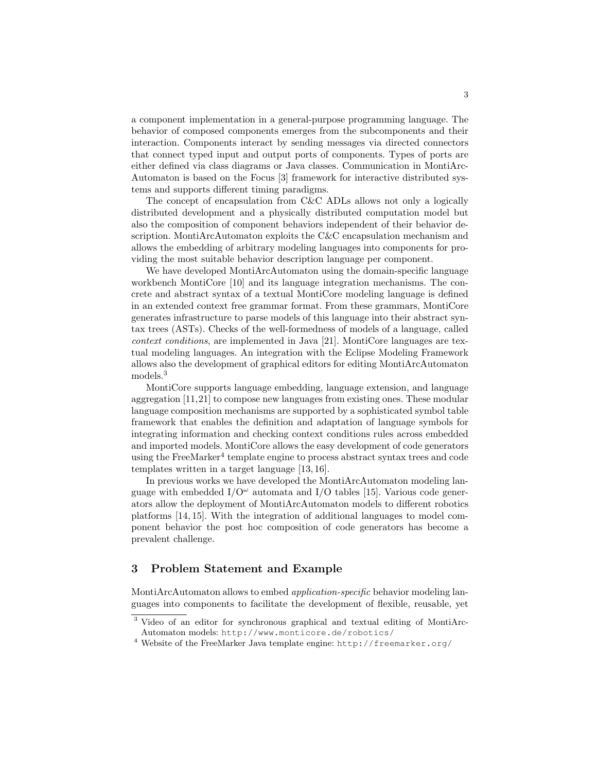a component implementation in a general-purpose programming language. The behavior of composed components emerges from the subcomponents and their interaction. Components interact by sending messages via directed connectors that connect typed input and output ports of components. Types of ports are either defined via class diagrams or Java classes. Communication in MontiArcAutomaton is based on the Focus [3] framework for interactive distributed systems and supports different timing paradigms.

The concept of encapsulation from C&C ADLs allows not only a logically distributed development and a physically distributed computation model but also the composition of component behaviors independent of their behavior description. MontiArcAutomaton exploits the C&C encapsulation mechanism and allows the embedding of arbitrary modeling languages into components for providing the most suitable behavior description language per component.

We have developed MontiArcAutomaton using the domain-specific language workbench MontiCore [10] and its language integration mechanisms. The concrete and abstract syntax of a textual MontiCore modeling language is defined in an extended context free grammar format. From these grammars, MontiCore generates infrastructure to parse models of this language into their abstract syntax trees (ASTs). Checks of the well-formedness of models of a language, called *context conditions*, are implemented in Java [21]. MontiCore languages are textual modeling languages. An integration with the Eclipse Modeling Framework allows also the development of graphical editors for editing MontiArcAutomaton models.[3]

MontiCore supports language embedding, language extension, and language aggregation [11,21] to compose new languages from existing ones. These modular language composition mechanisms are supported by a sophisticated symbol table framework that enables the definition and adaptation of language symbols for integrating information and checking context conditions rules across embedded and imported models. MontiCore allows the easy development of code generators using the FreeMarker[4] template engine to process abstract syntax trees and code templates written in a target language [13, 16].

In previous works we have developed the MontiArcAutomaton modeling language with embedded I/O$^\omega$ automata and I/O tables [15]. Various code generators allow the deployment of MontiArcAutomaton models to different robotics platforms [14, 15]. With the integration of additional languages to model component behavior the post hoc composition of code generators has become a prevalent challenge.

## 3 Problem Statement and Example

MontiArcAutomaton allows to embed *application-specific* behavior modeling languages into components to facilitate the development of flexible, reusable, yet

[3] Video of an editor for synchronous graphical and textual editing of MontiArcAutomaton models: http://www.monticore.de/robotics/

[4] Website of the FreeMarker Java template engine: http://freemarker.org/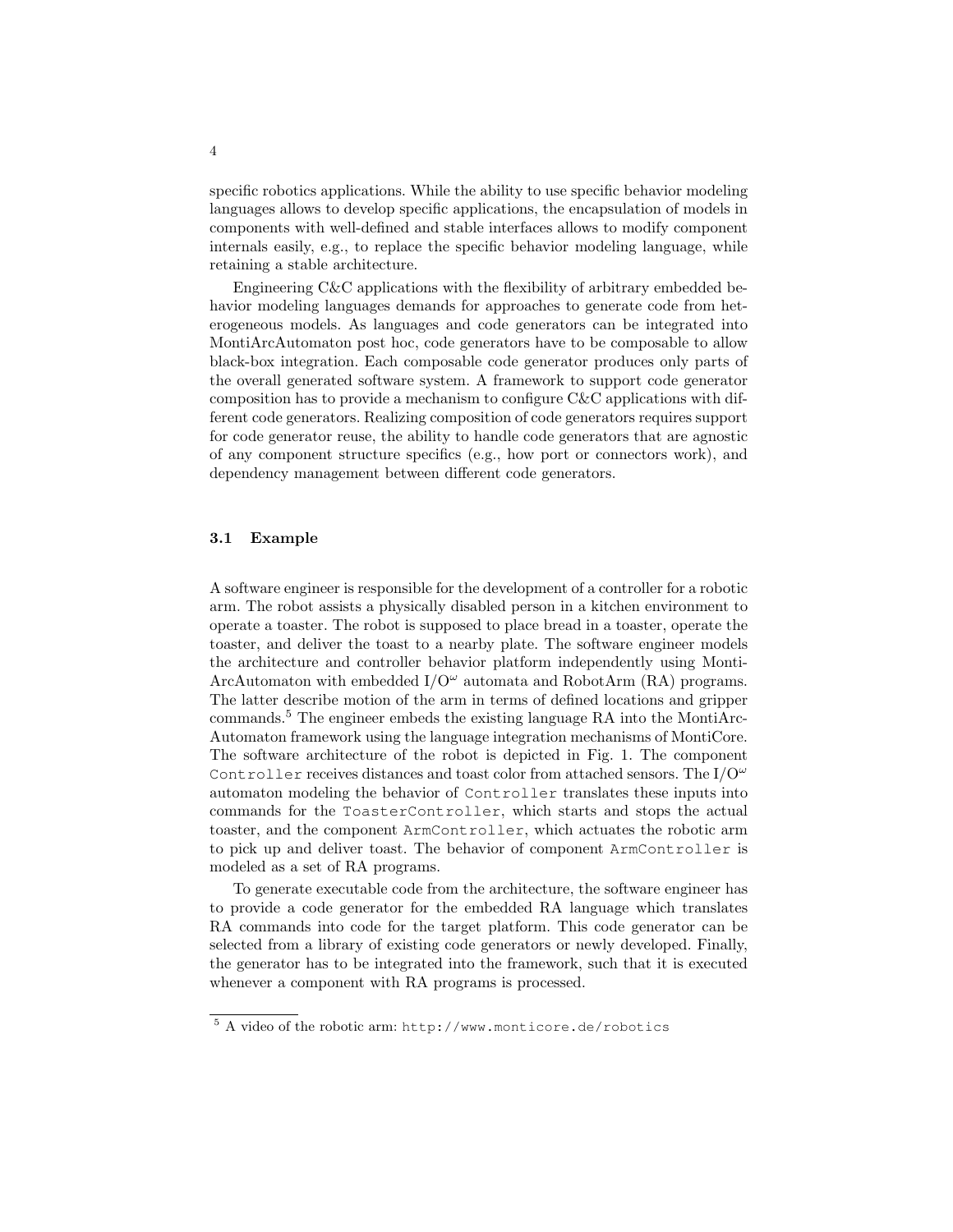specific robotics applications. While the ability to use specific behavior modeling languages allows to develop specific applications, the encapsulation of models in components with well-defined and stable interfaces allows to modify component internals easily, e.g., to replace the specific behavior modeling language, while retaining a stable architecture.

Engineering C&C applications with the flexibility of arbitrary embedded behavior modeling languages demands for approaches to generate code from heterogeneous models. As languages and code generators can be integrated into MontiArcAutomaton post hoc, code generators have to be composable to allow black-box integration. Each composable code generator produces only parts of the overall generated software system. A framework to support code generator composition has to provide a mechanism to configure C&C applications with different code generators. Realizing composition of code generators requires support for code generator reuse, the ability to handle code generators that are agnostic of any component structure specifics (e.g., how port or connectors work), and dependency management between different code generators.

### 3.1 Example

A software engineer is responsible for the development of a controller for a robotic arm. The robot assists a physically disabled person in a kitchen environment to operate a toaster. The robot is supposed to place bread in a toaster, operate the toaster, and deliver the toast to a nearby plate. The software engineer models the architecture and controller behavior platform independently using MontiArcAutomaton with embedded I/O$^\omega$ automata and RobotArm (RA) programs. The latter describe motion of the arm in terms of defined locations and gripper commands.[5] The engineer embeds the existing language RA into the MontiArcAutomaton framework using the language integration mechanisms of MontiCore. The software architecture of the robot is depicted in Fig. 1. The component `Controller` receives distances and toast color from attached sensors. The I/O$^\omega$ automaton modeling the behavior of `Controller` translates these inputs into commands for the `ToasterController`, which starts and stops the actual toaster, and the component `ArmController`, which actuates the robotic arm to pick up and deliver toast. The behavior of component `ArmController` is modeled as a set of RA programs.

To generate executable code from the architecture, the software engineer has to provide a code generator for the embedded RA language which translates RA commands into code for the target platform. This code generator can be selected from a library of existing code generators or newly developed. Finally, the generator has to be integrated into the framework, such that it is executed whenever a component with RA programs is processed.

[5] A video of the robotic arm: `http://www.monticore.de/robotics`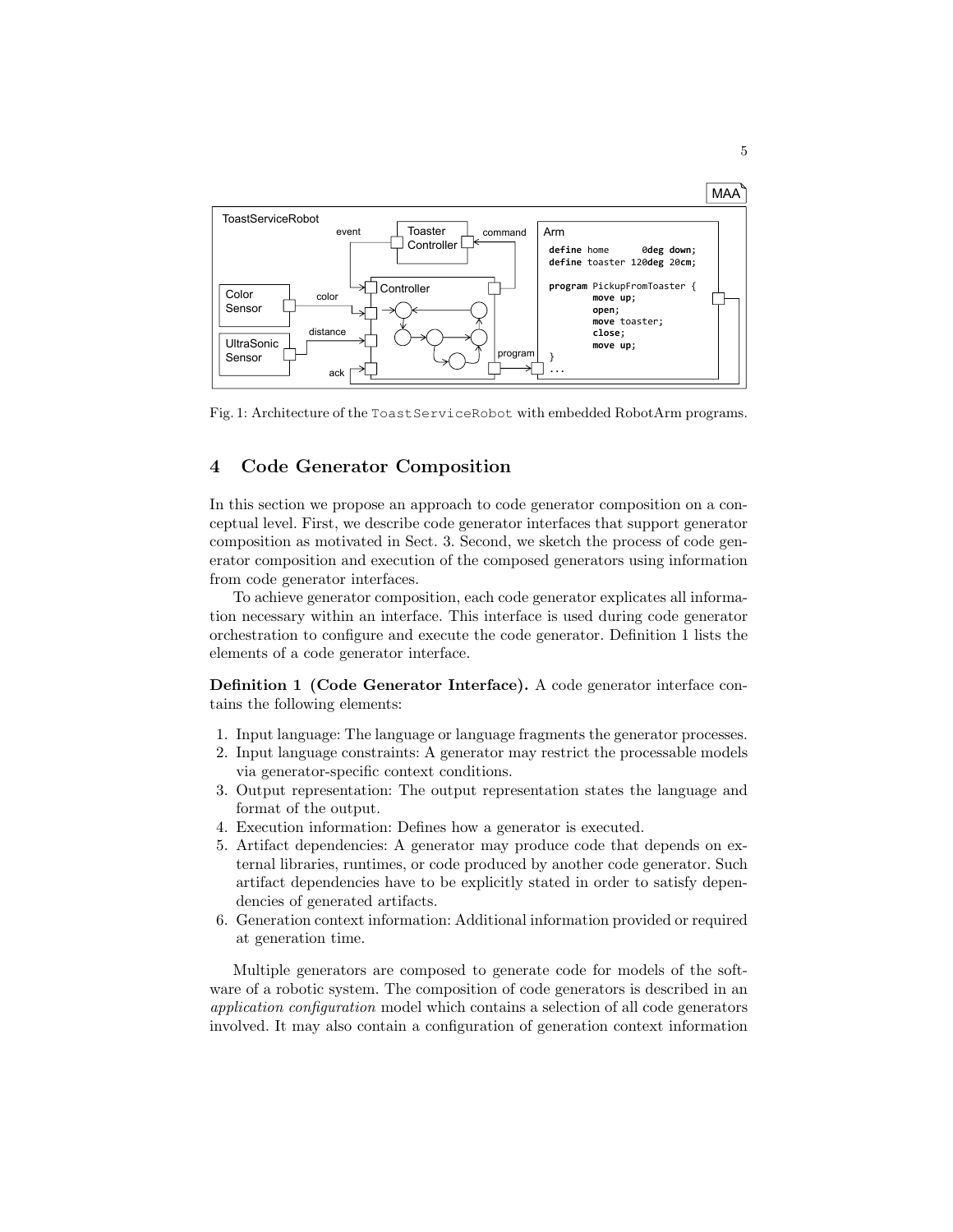MAA

ToastServiceRobot

event

Toaster Controller

command

Arm

```
define home      0deg down;
define toaster 120deg 20cm;

program PickupFromToaster {
        move up;
        open;
        move toaster;
        close;
        move up;
}
...
```

Controller

Color Sensor

color

UltraSonic Sensor

distance

ack

program

Fig. 1: Architecture of the `ToastServiceRobot` with embedded RobotArm programs.

## 4 Code Generator Composition

In this section we propose an approach to code generator composition on a conceptual level. First, we describe code generator interfaces that support generator composition as motivated in Sect. 3. Second, we sketch the process of code generator composition and execution of the composed generators using information from code generator interfaces.

To achieve generator composition, each code generator explicates all information necessary within an interface. This interface is used during code generator orchestration to configure and execute the code generator. Definition 1 lists the elements of a code generator interface.

**Definition 1 (Code Generator Interface).** A code generator interface contains the following elements:

1. Input language: The language or language fragments the generator processes.
2. Input language constraints: A generator may restrict the processable models via generator-specific context conditions.
3. Output representation: The output representation states the language and format of the output.
4. Execution information: Defines how a generator is executed.
5. Artifact dependencies: A generator may produce code that depends on external libraries, runtimes, or code produced by another code generator. Such artifact dependencies have to be explicitly stated in order to satisfy dependencies of generated artifacts.
6. Generation context information: Additional information provided or required at generation time.

Multiple generators are composed to generate code for models of the software of a robotic system. The composition of code generators is described in an *application configuration* model which contains a selection of all code generators involved. It may also contain a configuration of generation context information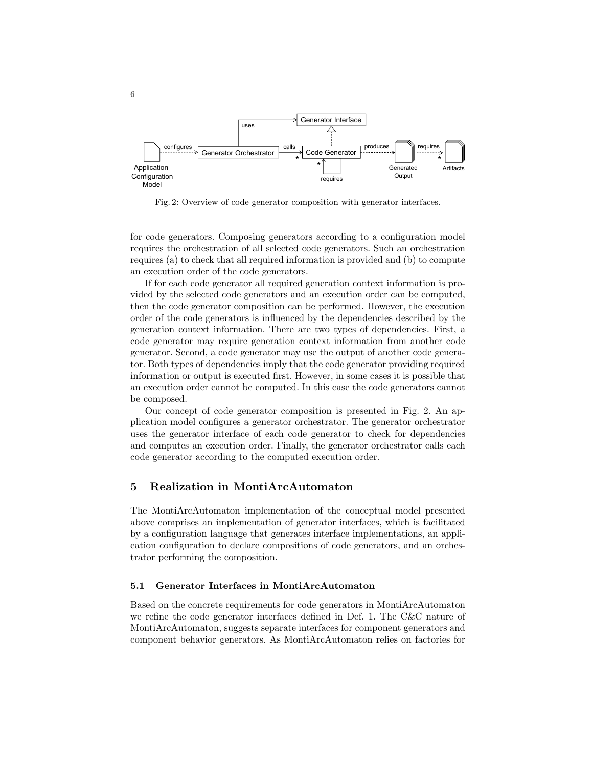Application Configuration Model

configures

Generator Orchestrator

uses

Generator Interface

calls

Code Generator

requires

produces

Generated Output

requires

Artifacts

Fig. 2: Overview of code generator composition with generator interfaces.

for code generators. Composing generators according to a configuration model requires the orchestration of all selected code generators. Such an orchestration requires (a) to check that all required information is provided and (b) to compute an execution order of the code generators.

If for each code generator all required generation context information is provided by the selected code generators and an execution order can be computed, then the code generator composition can be performed. However, the execution order of the code generators is influenced by the dependencies described by the generation context information. There are two types of dependencies. First, a code generator may require generation context information from another code generator. Second, a code generator may use the output of another code generator. Both types of dependencies imply that the code generator providing required information or output is executed first. However, in some cases it is possible that an execution order cannot be computed. In this case the code generators cannot be composed.

Our concept of code generator composition is presented in Fig. 2. An application model configures a generator orchestrator. The generator orchestrator uses the generator interface of each code generator to check for dependencies and computes an execution order. Finally, the generator orchestrator calls each code generator according to the computed execution order.

## 5 Realization in MontiArcAutomaton

The MontiArcAutomaton implementation of the conceptual model presented above comprises an implementation of generator interfaces, which is facilitated by a configuration language that generates interface implementations, an application configuration to declare compositions of code generators, and an orchestrator performing the composition.

### 5.1 Generator Interfaces in MontiArcAutomaton

Based on the concrete requirements for code generators in MontiArcAutomaton we refine the code generator interfaces defined in Def. 1. The C&C nature of MontiArcAutomaton, suggests separate interfaces for component generators and component behavior generators. As MontiArcAutomaton relies on factories for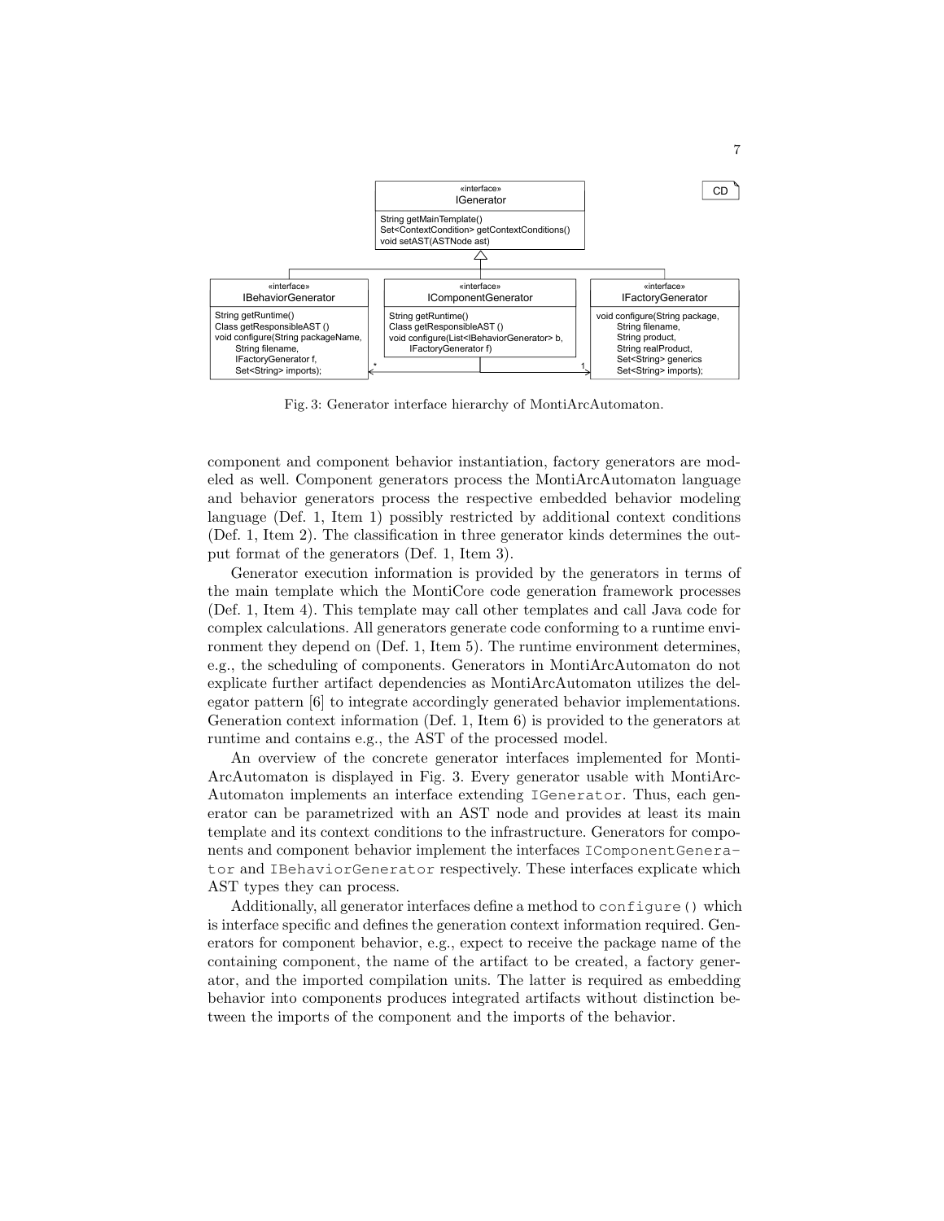Fig. 3: Generator interface hierarchy of MontiArcAutomaton.

component and component behavior instantiation, factory generators are modeled as well. Component generators process the MontiArcAutomaton language and behavior generators process the respective embedded behavior modeling language (Def. 1, Item 1) possibly restricted by additional context conditions (Def. 1, Item 2). The classification in three generator kinds determines the output format of the generators (Def. 1, Item 3).

Generator execution information is provided by the generators in terms of the main template which the MontiCore code generation framework processes (Def. 1, Item 4). This template may call other templates and call Java code for complex calculations. All generators generate code conforming to a runtime environment they depend on (Def. 1, Item 5). The runtime environment determines, e.g., the scheduling of components. Generators in MontiArcAutomaton do not explicate further artifact dependencies as MontiArcAutomaton utilizes the delegator pattern [6] to integrate accordingly generated behavior implementations. Generation context information (Def. 1, Item 6) is provided to the generators at runtime and contains e.g., the AST of the processed model.

An overview of the concrete generator interfaces implemented for MontiArcAutomaton is displayed in Fig. 3. Every generator usable with MontiArcAutomaton implements an interface extending `IGenerator`. Thus, each generator can be parametrized with an AST node and provides at least its main template and its context conditions to the infrastructure. Generators for components and component behavior implement the interfaces `IComponentGenerator` and `IBehaviorGenerator` respectively. These interfaces explicate which AST types they can process.

Additionally, all generator interfaces define a method to `configure()` which is interface specific and defines the generation context information required. Generators for component behavior, e.g., expect to receive the package name of the containing component, the name of the artifact to be created, a factory generator, and the imported compilation units. The latter is required as embedding behavior into components produces integrated artifacts without distinction between the imports of the component and the imports of the behavior.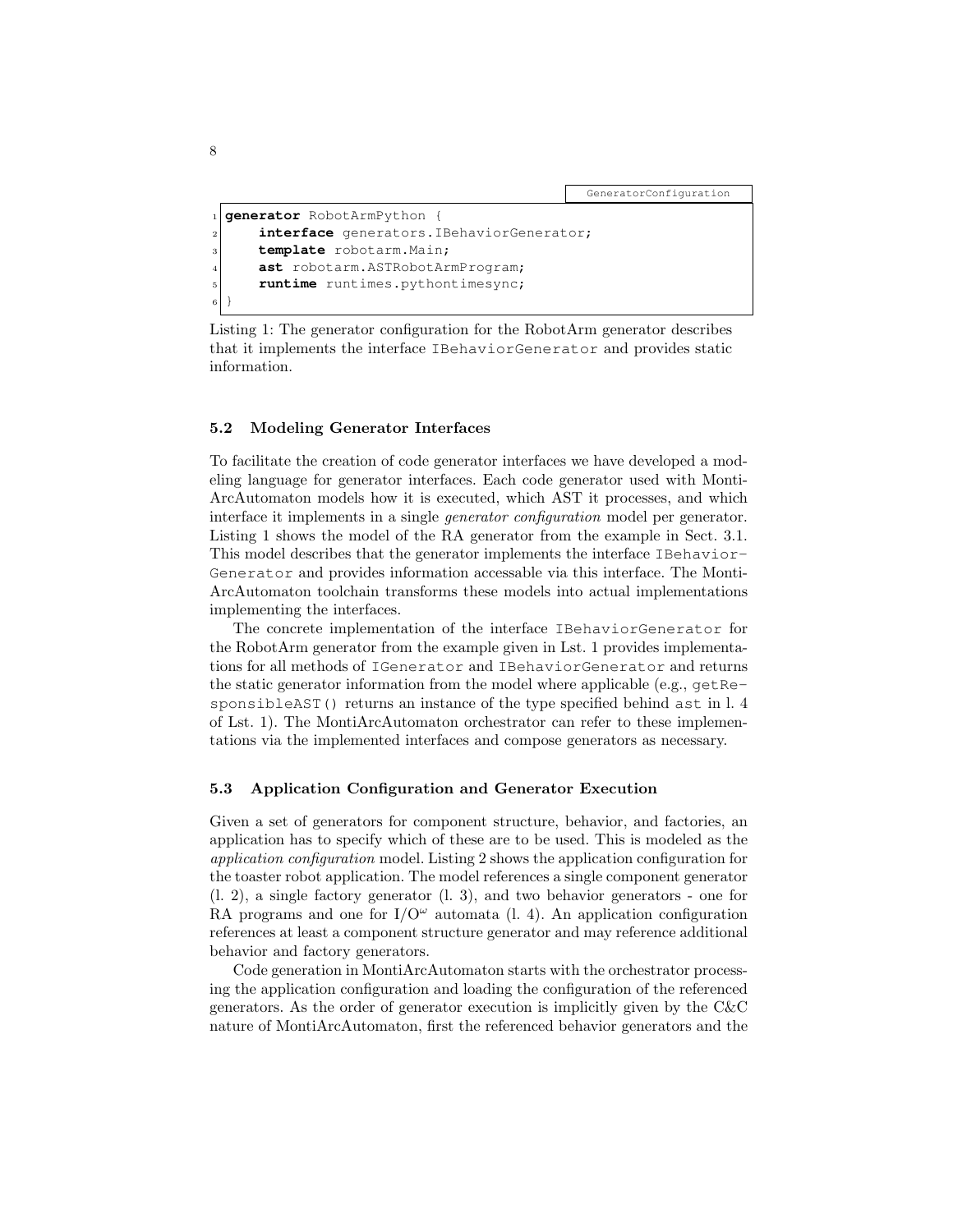```
GeneratorConfiguration
1 generator RobotArmPython {
2     interface generators.IBehaviorGenerator;
3     template robotarm.Main;
4     ast robotarm.ASTRobotArmProgram;
5     runtime runtimes.pythontimesync;
6 }
```

Listing 1: The generator configuration for the RobotArm generator describes that it implements the interface `IBehaviorGenerator` and provides static information.

### 5.2 Modeling Generator Interfaces

To facilitate the creation of code generator interfaces we have developed a modeling language for generator interfaces. Each code generator used with MontiArcAutomaton models how it is executed, which AST it processes, and which interface it implements in a single *generator configuration* model per generator. Listing 1 shows the model of the RA generator from the example in Sect. 3.1. This model describes that the generator implements the interface `IBehaviorGenerator` and provides information accessable via this interface. The MontiArcAutomaton toolchain transforms these models into actual implementations implementing the interfaces.

The concrete implementation of the interface `IBehaviorGenerator` for the RobotArm generator from the example given in Lst. 1 provides implementations for all methods of `IGenerator` and `IBehaviorGenerator` and returns the static generator information from the model where applicable (e.g., `getResponsibleAST()` returns an instance of the type specified behind `ast` in l. 4 of Lst. 1). The MontiArcAutomaton orchestrator can refer to these implementations via the implemented interfaces and compose generators as necessary.

### 5.3 Application Configuration and Generator Execution

Given a set of generators for component structure, behavior, and factories, an application has to specify which of these are to be used. This is modeled as the *application configuration* model. Listing 2 shows the application configuration for the toaster robot application. The model references a single component generator (l. 2), a single factory generator (l. 3), and two behavior generators - one for RA programs and one for I/O$^\omega$ automata (l. 4). An application configuration references at least a component structure generator and may reference additional behavior and factory generators.

Code generation in MontiArcAutomaton starts with the orchestrator processing the application configuration and loading the configuration of the referenced generators. As the order of generator execution is implicitly given by the C&C nature of MontiArcAutomaton, first the referenced behavior generators and the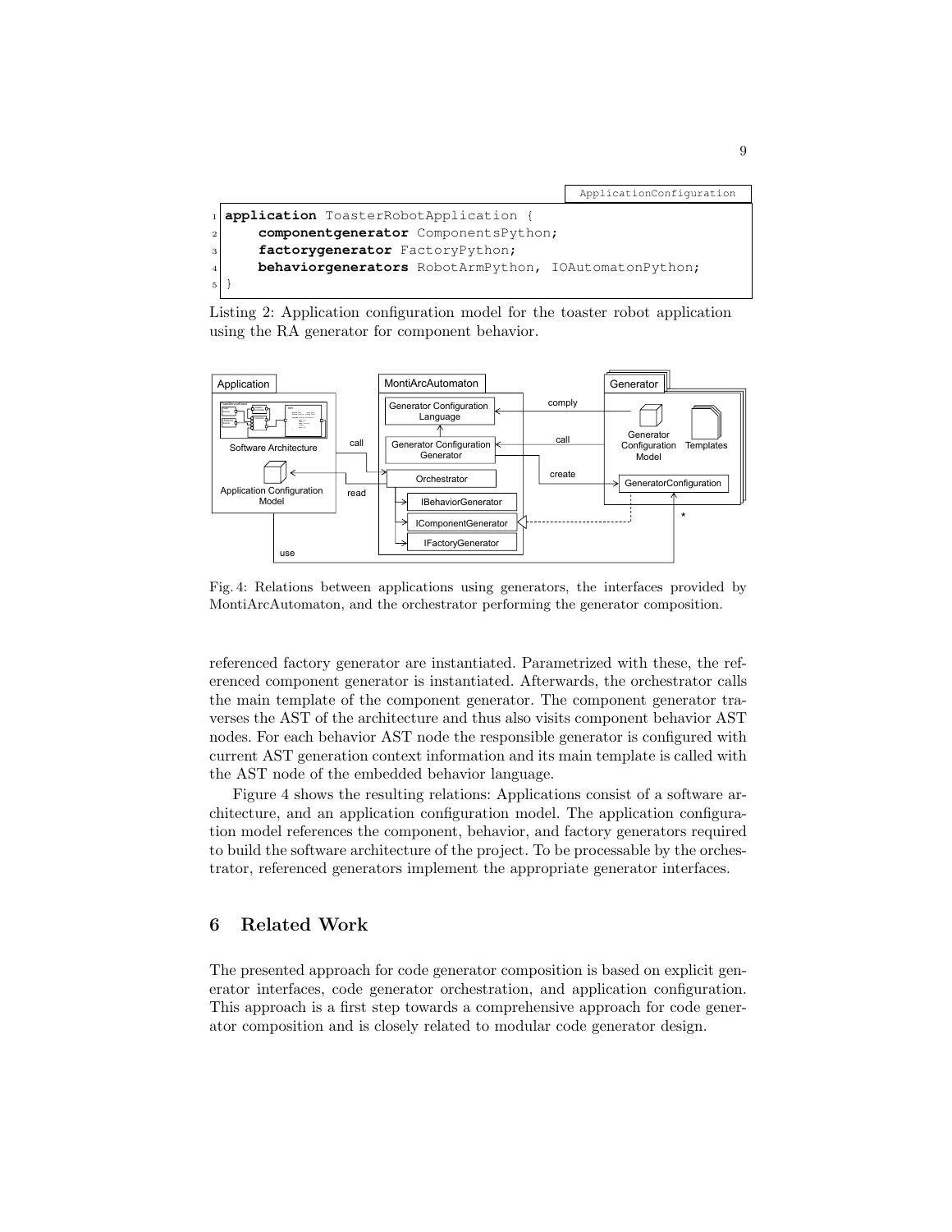ApplicationConfiguration

```
application ToasterRobotApplication {
    componentgenerator ComponentsPython;
    factorygenerator FactoryPython;
    behaviorgenerators RobotArmPython, IOAutomatonPython;
}
```

Listing 2: Application configuration model for the toaster robot application using the RA generator for component behavior.

Application
Software Architecture
Application Configuration Model
MontiArcAutomaton
Generator Configuration Language
Generator Configuration Generator
Orchestrator
IBehaviorGenerator
IComponentGenerator
IFactoryGenerator
Generator
Generator Configuration Model
Templates
GeneratorConfiguration
comply
call
create
call
read
use
*

Fig. 4: Relations between applications using generators, the interfaces provided by MontiArcAutomaton, and the orchestrator performing the generator composition.

referenced factory generator are instantiated. Parametrized with these, the referenced component generator is instantiated. Afterwards, the orchestrator calls the main template of the component generator. The component generator traverses the AST of the architecture and thus also visits component behavior AST nodes. For each behavior AST node the responsible generator is configured with current AST generation context information and its main template is called with the AST node of the embedded behavior language.

Figure 4 shows the resulting relations: Applications consist of a software architecture, and an application configuration model. The application configuration model references the component, behavior, and factory generators required to build the software architecture of the project. To be processable by the orchestrator, referenced generators implement the appropriate generator interfaces.

## 6 Related Work

The presented approach for code generator composition is based on explicit generator interfaces, code generator orchestration, and application configuration. This approach is a first step towards a comprehensive approach for code generator composition and is closely related to modular code generator design.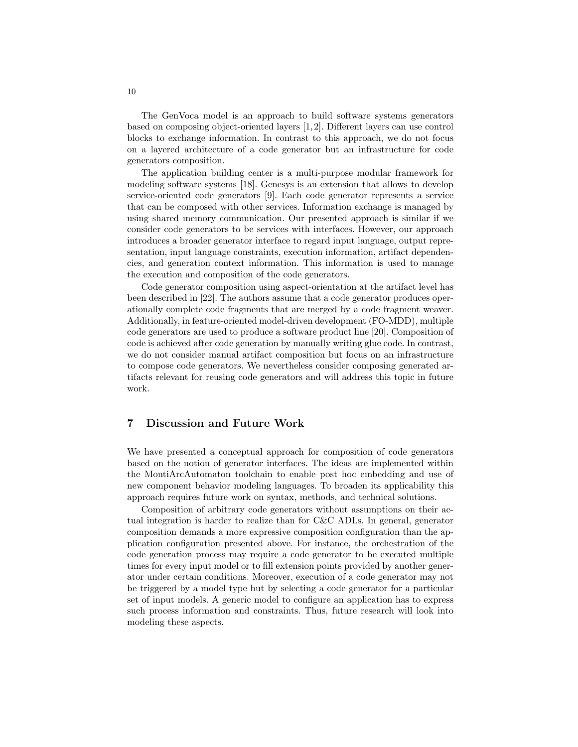The GenVoca model is an approach to build software systems generators based on composing object-oriented layers [1,2]. Different layers can use control blocks to exchange information. In contrast to this approach, we do not focus on a layered architecture of a code generator but an infrastructure for code generators composition.

The application building center is a multi-purpose modular framework for modeling software systems [18]. Genesys is an extension that allows to develop service-oriented code generators [9]. Each code generator represents a service that can be composed with other services. Information exchange is managed by using shared memory communication. Our presented approach is similar if we consider code generators to be services with interfaces. However, our approach introduces a broader generator interface to regard input language, output representation, input language constraints, execution information, artifact dependencies, and generation context information. This information is used to manage the execution and composition of the code generators.

Code generator composition using aspect-orientation at the artifact level has been described in [22]. The authors assume that a code generator produces operationally complete code fragments that are merged by a code fragment weaver. Additionally, in feature-oriented model-driven development (FO-MDD), multiple code generators are used to produce a software product line [20]. Composition of code is achieved after code generation by manually writing glue code. In contrast, we do not consider manual artifact composition but focus on an infrastructure to compose code generators. We nevertheless consider composing generated artifacts relevant for reusing code generators and will address this topic in future work.

## 7 Discussion and Future Work

We have presented a conceptual approach for composition of code generators based on the notion of generator interfaces. The ideas are implemented within the MontiArcAutomaton toolchain to enable post hoc embedding and use of new component behavior modeling languages. To broaden its applicability this approach requires future work on syntax, methods, and technical solutions.

Composition of arbitrary code generators without assumptions on their actual integration is harder to realize than for C&C ADLs. In general, generator composition demands a more expressive composition configuration than the application configuration presented above. For instance, the orchestration of the code generation process may require a code generator to be executed multiple times for every input model or to fill extension points provided by another generator under certain conditions. Moreover, execution of a code generator may not be triggered by a model type but by selecting a code generator for a particular set of input models. A generic model to configure an application has to express such process information and constraints. Thus, future research will look into modeling these aspects.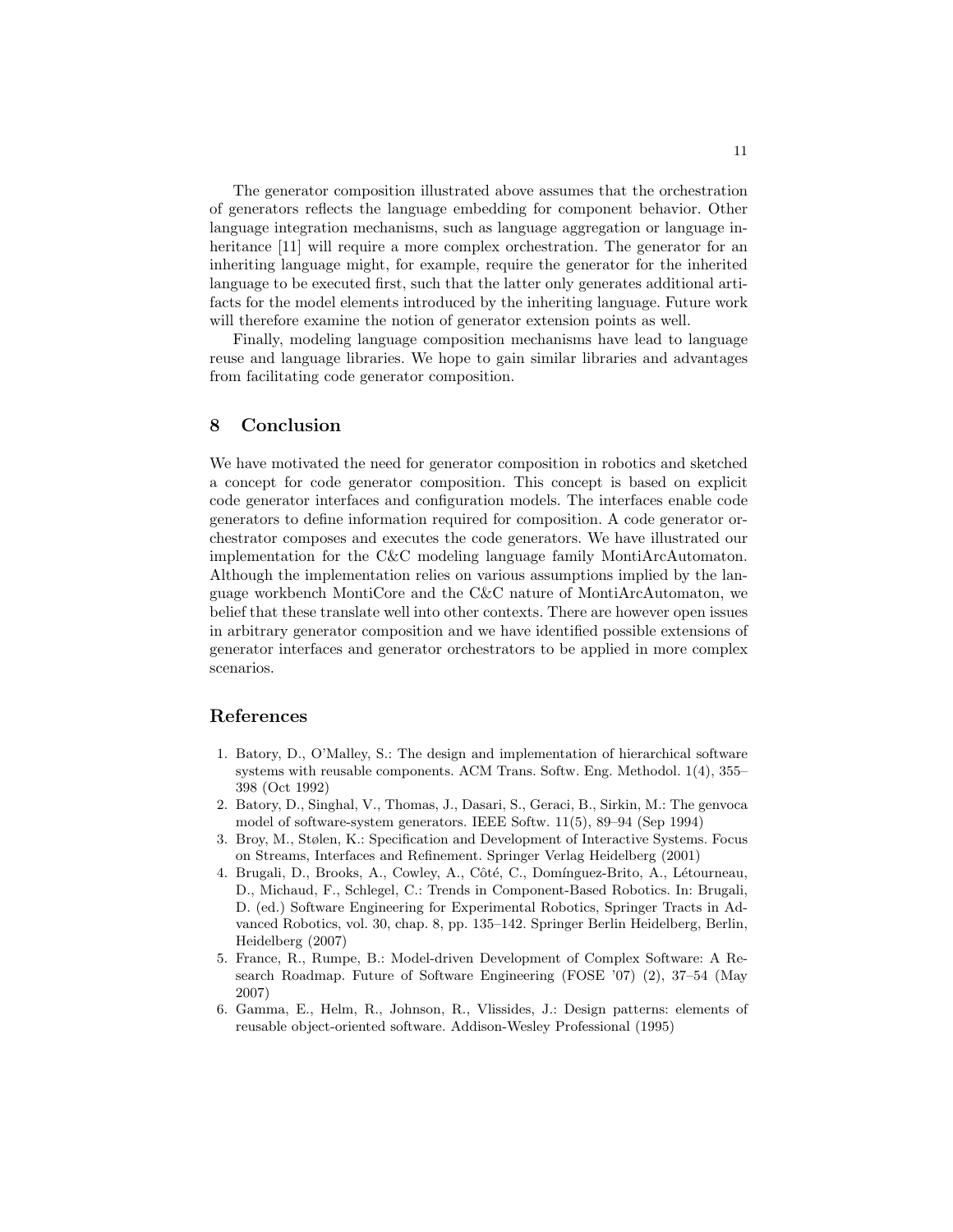The generator composition illustrated above assumes that the orchestration of generators reflects the language embedding for component behavior. Other language integration mechanisms, such as language aggregation or language inheritance [11] will require a more complex orchestration. The generator for an inheriting language might, for example, require the generator for the inherited language to be executed first, such that the latter only generates additional artifacts for the model elements introduced by the inheriting language. Future work will therefore examine the notion of generator extension points as well.

Finally, modeling language composition mechanisms have lead to language reuse and language libraries. We hope to gain similar libraries and advantages from facilitating code generator composition.

## 8 Conclusion

We have motivated the need for generator composition in robotics and sketched a concept for code generator composition. This concept is based on explicit code generator interfaces and configuration models. The interfaces enable code generators to define information required for composition. A code generator orchestrator composes and executes the code generators. We have illustrated our implementation for the C&C modeling language family MontiArcAutomaton. Although the implementation relies on various assumptions implied by the language workbench MontiCore and the C&C nature of MontiArcAutomaton, we belief that these translate well into other contexts. There are however open issues in arbitrary generator composition and we have identified possible extensions of generator interfaces and generator orchestrators to be applied in more complex scenarios.

## References

1. Batory, D., O'Malley, S.: The design and implementation of hierarchical software systems with reusable components. ACM Trans. Softw. Eng. Methodol. 1(4), 355–398 (Oct 1992)
2. Batory, D., Singhal, V., Thomas, J., Dasari, S., Geraci, B., Sirkin, M.: The genvoca model of software-system generators. IEEE Softw. 11(5), 89–94 (Sep 1994)
3. Broy, M., Stølen, K.: Specification and Development of Interactive Systems. Focus on Streams, Interfaces and Refinement. Springer Verlag Heidelberg (2001)
4. Brugali, D., Brooks, A., Cowley, A., Côté, C., Domínguez-Brito, A., Létourneau, D., Michaud, F., Schlegel, C.: Trends in Component-Based Robotics. In: Brugali, D. (ed.) Software Engineering for Experimental Robotics, Springer Tracts in Advanced Robotics, vol. 30, chap. 8, pp. 135–142. Springer Berlin Heidelberg, Berlin, Heidelberg (2007)
5. France, R., Rumpe, B.: Model-driven Development of Complex Software: A Research Roadmap. Future of Software Engineering (FOSE '07) (2), 37–54 (May 2007)
6. Gamma, E., Helm, R., Johnson, R., Vlissides, J.: Design patterns: elements of reusable object-oriented software. Addison-Wesley Professional (1995)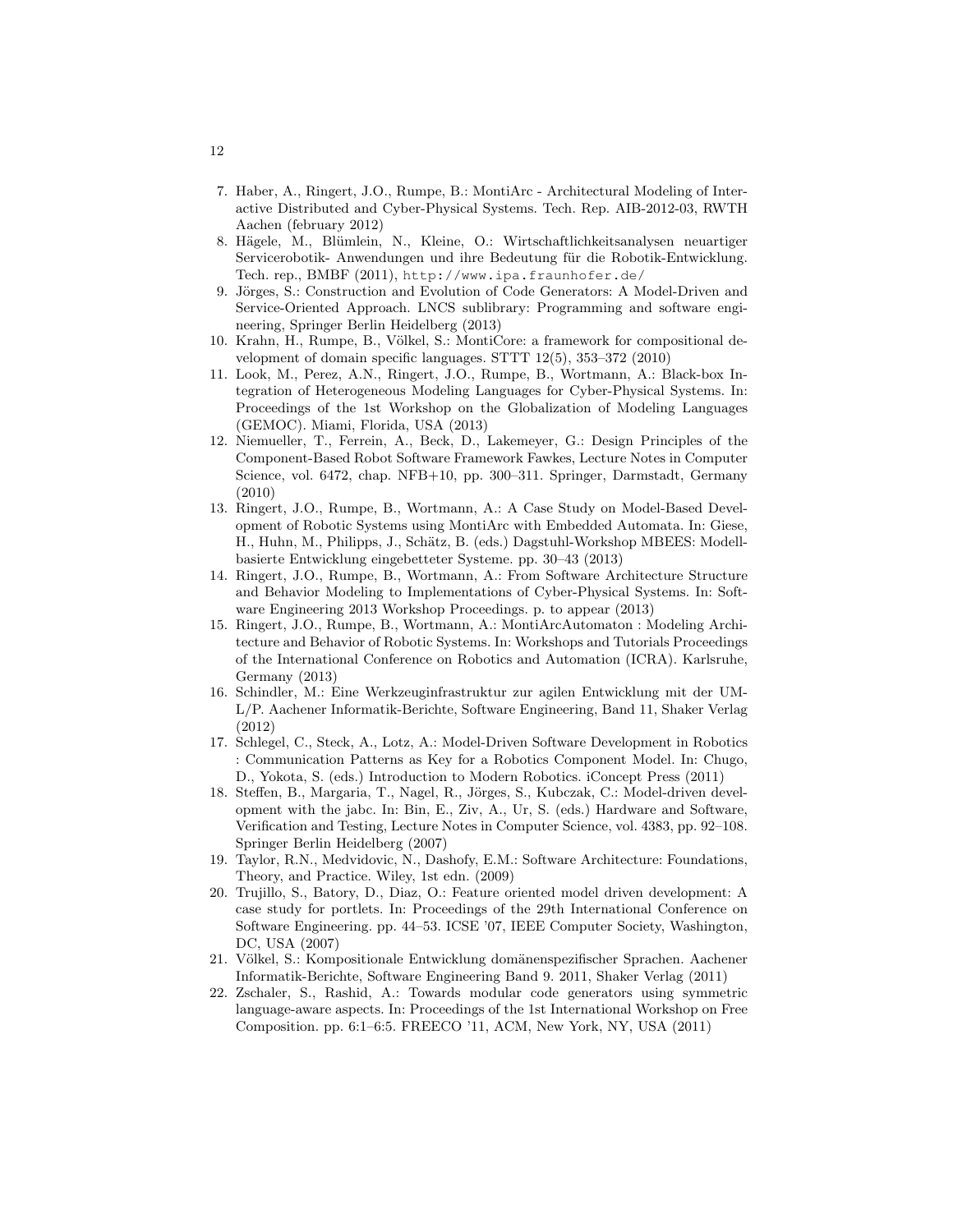7. Haber, A., Ringert, J.O., Rumpe, B.: MontiArc - Architectural Modeling of Interactive Distributed and Cyber-Physical Systems. Tech. Rep. AIB-2012-03, RWTH Aachen (february 2012)
8. Hägele, M., Blümlein, N., Kleine, O.: Wirtschaftlichkeitsanalysen neuartiger Servicerobotik- Anwendungen und ihre Bedeutung für die Robotik-Entwicklung. Tech. rep., BMBF (2011), http://www.ipa.fraunhofer.de/
9. Jörges, S.: Construction and Evolution of Code Generators: A Model-Driven and Service-Oriented Approach. LNCS sublibrary: Programming and software engineering, Springer Berlin Heidelberg (2013)
10. Krahn, H., Rumpe, B., Völkel, S.: MontiCore: a framework for compositional development of domain specific languages. STTT 12(5), 353–372 (2010)
11. Look, M., Perez, A.N., Ringert, J.O., Rumpe, B., Wortmann, A.: Black-box Integration of Heterogeneous Modeling Languages for Cyber-Physical Systems. In: Proceedings of the 1st Workshop on the Globalization of Modeling Languages (GEMOC). Miami, Florida, USA (2013)
12. Niemueller, T., Ferrein, A., Beck, D., Lakemeyer, G.: Design Principles of the Component-Based Robot Software Framework Fawkes, Lecture Notes in Computer Science, vol. 6472, chap. NFB+10, pp. 300–311. Springer, Darmstadt, Germany (2010)
13. Ringert, J.O., Rumpe, B., Wortmann, A.: A Case Study on Model-Based Development of Robotic Systems using MontiArc with Embedded Automata. In: Giese, H., Huhn, M., Philipps, J., Schätz, B. (eds.) Dagstuhl-Workshop MBEES: Modellbasierte Entwicklung eingebetteter Systeme. pp. 30–43 (2013)
14. Ringert, J.O., Rumpe, B., Wortmann, A.: From Software Architecture Structure and Behavior Modeling to Implementations of Cyber-Physical Systems. In: Software Engineering 2013 Workshop Proceedings. p. to appear (2013)
15. Ringert, J.O., Rumpe, B., Wortmann, A.: MontiArcAutomaton : Modeling Architecture and Behavior of Robotic Systems. In: Workshops and Tutorials Proceedings of the International Conference on Robotics and Automation (ICRA). Karlsruhe, Germany (2013)
16. Schindler, M.: Eine Werkzeuginfrastruktur zur agilen Entwicklung mit der UML/P. Aachener Informatik-Berichte, Software Engineering, Band 11, Shaker Verlag (2012)
17. Schlegel, C., Steck, A., Lotz, A.: Model-Driven Software Development in Robotics : Communication Patterns as Key for a Robotics Component Model. In: Chugo, D., Yokota, S. (eds.) Introduction to Modern Robotics. iConcept Press (2011)
18. Steffen, B., Margaria, T., Nagel, R., Jörges, S., Kubczak, C.: Model-driven development with the jabc. In: Bin, E., Ziv, A., Ur, S. (eds.) Hardware and Software, Verification and Testing, Lecture Notes in Computer Science, vol. 4383, pp. 92–108. Springer Berlin Heidelberg (2007)
19. Taylor, R.N., Medvidovic, N., Dashofy, E.M.: Software Architecture: Foundations, Theory, and Practice. Wiley, 1st edn. (2009)
20. Trujillo, S., Batory, D., Diaz, O.: Feature oriented model driven development: A case study for portlets. In: Proceedings of the 29th International Conference on Software Engineering. pp. 44–53. ICSE '07, IEEE Computer Society, Washington, DC, USA (2007)
21. Völkel, S.: Kompositionale Entwicklung domänenspezifischer Sprachen. Aachener Informatik-Berichte, Software Engineering Band 9. 2011, Shaker Verlag (2011)
22. Zschaler, S., Rashid, A.: Towards modular code generators using symmetric language-aware aspects. In: Proceedings of the 1st International Workshop on Free Composition. pp. 6:1–6:5. FREECO '11, ACM, New York, NY, USA (2011)